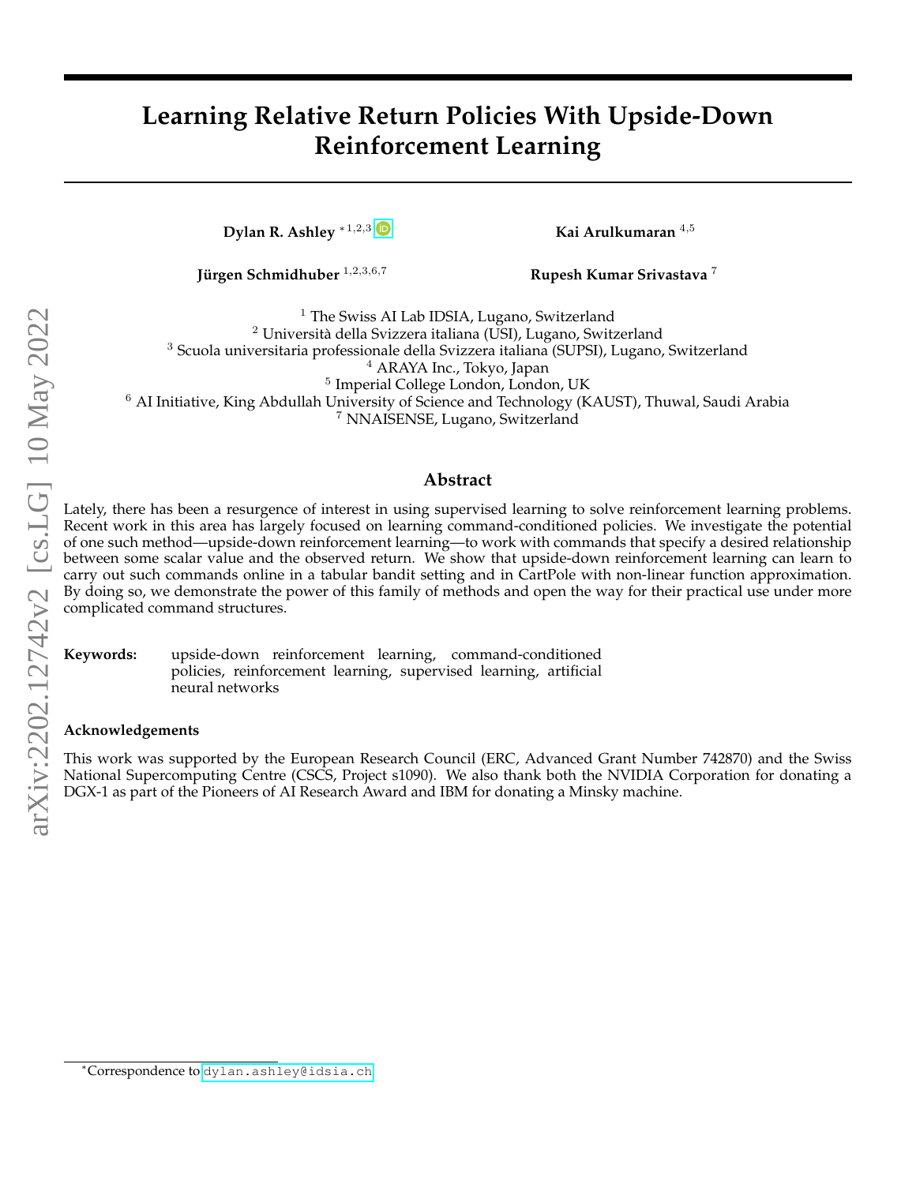# Learning Relative Return Policies With Upside-Down Reinforcement Learning

**Dylan R. Ashley** [*,1,2,3]

**Kai Arulkumaran** [4,5]

**Jürgen Schmidhuber** [1,2,3,6,7]

**Rupesh Kumar Srivastava** [7]

[1] The Swiss AI Lab IDSIA, Lugano, Switzerland
[2] Università della Svizzera italiana (USI), Lugano, Switzerland
[3] Scuola universitaria professionale della Svizzera italiana (SUPSI), Lugano, Switzerland
[4] ARAYA Inc., Tokyo, Japan
[5] Imperial College London, London, UK
[6] AI Initiative, King Abdullah University of Science and Technology (KAUST), Thuwal, Saudi Arabia
[7] NNAISENSE, Lugano, Switzerland

## Abstract

Lately, there has been a resurgence of interest in using supervised learning to solve reinforcement learning problems. Recent work in this area has largely focused on learning command-conditioned policies. We investigate the potential of one such method—upside-down reinforcement learning—to work with commands that specify a desired relationship between some scalar value and the observed return. We show that upside-down reinforcement learning can learn to carry out such commands online in a tabular bandit setting and in CartPole with non-linear function approximation. By doing so, we demonstrate the power of this family of methods and open the way for their practical use under more complicated command structures.

**Keywords:** upside-down reinforcement learning, command-conditioned policies, reinforcement learning, supervised learning, artificial neural networks

### Acknowledgements

This work was supported by the European Research Council (ERC, Advanced Grant Number 742870) and the Swiss National Supercomputing Centre (CSCS, Project s1090). We also thank both the NVIDIA Corporation for donating a DGX-1 as part of the Pioneers of AI Research Award and IBM for donating a Minsky machine.

[*] Correspondence to dylan.ashley@idsia.ch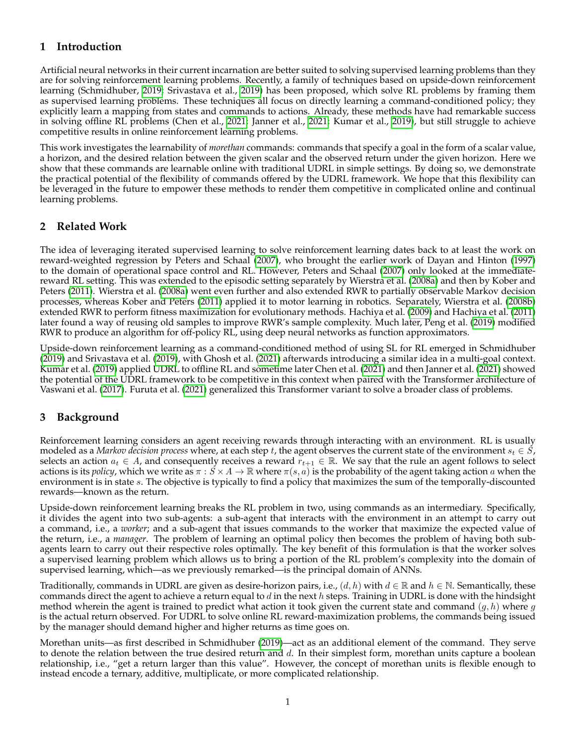## 1 Introduction

Artificial neural networks in their current incarnation are better suited to solving supervised learning problems than they are for solving reinforcement learning problems. Recently, a family of techniques based on upside-down reinforcement learning (Schmidhuber, 2019; Srivastava et al., 2019) has been proposed, which solve RL problems by framing them as supervised learning problems. These techniques all focus on directly learning a command-conditioned policy; they explicitly learn a mapping from states and commands to actions. Already, these methods have had remarkable success in solving offline RL problems (Chen et al., 2021; Janner et al., 2021; Kumar et al., 2019), but still struggle to achieve competitive results in online reinforcement learning problems.

This work investigates the learnability of *morethan* commands: commands that specify a goal in the form of a scalar value, a horizon, and the desired relation between the given scalar and the observed return under the given horizon. Here we show that these commands are learnable online with traditional UDRL in simple settings. By doing so, we demonstrate the practical potential of the flexibility of commands offered by the UDRL framework. We hope that this flexibility can be leveraged in the future to empower these methods to render them competitive in complicated online and continual learning problems.

## 2 Related Work

The idea of leveraging iterated supervised learning to solve reinforcement learning dates back to at least the work on reward-weighted regression by Peters and Schaal (2007), who brought the earlier work of Dayan and Hinton (1997) to the domain of operational space control and RL. However, Peters and Schaal (2007) only looked at the immediate-reward RL setting. This was extended to the episodic setting separately by Wierstra et al. (2008a) and then by Kober and Peters (2011). Wierstra et al. (2008a) went even further and also extended RWR to partially observable Markov decision processes, whereas Kober and Peters (2011) applied it to motor learning in robotics. Separately, Wierstra et al. (2008b) extended RWR to perform fitness maximization for evolutionary methods. Hachiya et al. (2009) and Hachiya et al. (2011) later found a way of reusing old samples to improve RWR's sample complexity. Much later, Peng et al. (2019) modified RWR to produce an algorithm for off-policy RL, using deep neural networks as function approximators.

Upside-down reinforcement learning as a command-conditioned method of using SL for RL emerged in Schmidhuber (2019) and Srivastava et al. (2019), with Ghosh et al. (2021) afterwards introducing a similar idea in a multi-goal context. Kumar et al. (2019) applied UDRL to offline RL and sometime later Chen et al. (2021) and then Janner et al. (2021) showed the potential of the UDRL framework to be competitive in this context when paired with the Transformer architecture of Vaswani et al. (2017). Furuta et al. (2021) generalized this Transformer variant to solve a broader class of problems.

## 3 Background

Reinforcement learning considers an agent receiving rewards through interacting with an environment. RL is usually modeled as a *Markov decision process* where, at each step $t$, the agent observes the current state of the environment $s_t \in S$, selects an action $a_t \in A$, and consequently receives a reward $r_{t+1} \in \mathbb{R}$. We say that the rule an agent follows to select actions is its *policy*, which we write as $\pi : S \times A \to \mathbb{R}$ where $\pi(s, a)$ is the probability of the agent taking action $a$ when the environment is in state $s$. The objective is typically to find a policy that maximizes the sum of the temporally-discounted rewards—known as the return.

Upside-down reinforcement learning breaks the RL problem in two, using commands as an intermediary. Specifically, it divides the agent into two sub-agents: a sub-agent that interacts with the environment in an attempt to carry out a command, i.e., a *worker*; and a sub-agent that issues commands to the worker that maximize the expected value of the return, i.e., a *manager*. The problem of learning an optimal policy then becomes the problem of having both sub-agents learn to carry out their respective roles optimally. The key benefit of this formulation is that the worker solves a supervised learning problem which allows us to bring a portion of the RL problem's complexity into the domain of supervised learning, which—as we previously remarked—is the principal domain of ANNs.

Traditionally, commands in UDRL are given as desire-horizon pairs, i.e., $(d, h)$ with $d \in \mathbb{R}$ and $h \in \mathbb{N}$. Semantically, these commands direct the agent to achieve a return equal to $d$ in the next $h$ steps. Training in UDRL is done with the hindsight method wherein the agent is trained to predict what action it took given the current state and command $(g, h)$ where $g$ is the actual return observed. For UDRL to solve online RL reward-maximization problems, the commands being issued by the manager should demand higher and higher returns as time goes on.

Morethan units—as first described in Schmidhuber (2019)—act as an additional element of the command. They serve to denote the relation between the true desired return and $d$. In their simplest form, morethan units capture a boolean relationship, i.e., "get a return larger than this value". However, the concept of morethan units is flexible enough to instead encode a ternary, additive, multiplicate, or more complicated relationship.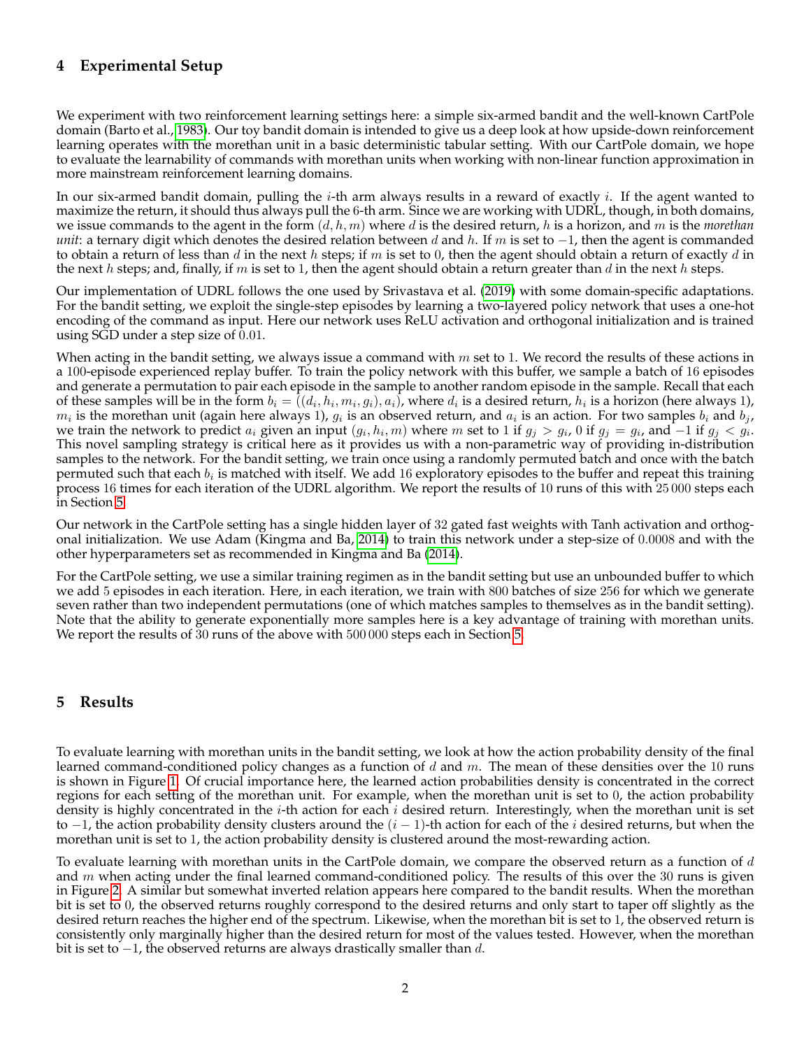## 4 Experimental Setup

We experiment with two reinforcement learning settings here: a simple six-armed bandit and the well-known CartPole domain (Barto et al., 1983). Our toy bandit domain is intended to give us a deep look at how upside-down reinforcement learning operates with the morethan unit in a basic deterministic tabular setting. With our CartPole domain, we hope to evaluate the learnability of commands with morethan units when working with non-linear function approximation in more mainstream reinforcement learning domains.

In our six-armed bandit domain, pulling the $i$-th arm always results in a reward of exactly $i$. If the agent wanted to maximize the return, it should thus always pull the 6-th arm. Since we are working with UDRL, though, in both domains, we issue commands to the agent in the form $(d, h, m)$ where $d$ is the desired return, $h$ is a horizon, and $m$ is the *morethan unit*: a ternary digit which denotes the desired relation between $d$ and $h$. If $m$ is set to $-1$, then the agent is commanded to obtain a return of less than $d$ in the next $h$ steps; if $m$ is set to 0, then the agent should obtain a return of exactly $d$ in the next $h$ steps; and, finally, if $m$ is set to 1, then the agent should obtain a return greater than $d$ in the next $h$ steps.

Our implementation of UDRL follows the one used by Srivastava et al. (2019) with some domain-specific adaptations. For the bandit setting, we exploit the single-step episodes by learning a two-layered policy network that uses a one-hot encoding of the command as input. Here our network uses ReLU activation and orthogonal initialization and is trained using SGD under a step size of 0.01.

When acting in the bandit setting, we always issue a command with $m$ set to 1. We record the results of these actions in a 100-episode experienced replay buffer. To train the policy network with this buffer, we sample a batch of 16 episodes and generate a permutation to pair each episode in the sample to another random episode in the sample. Recall that each of these samples will be in the form $b_i = ((d_i, h_i, m_i, g_i), a_i)$, where $d_i$ is a desired return, $h_i$ is a horizon (here always 1), $m_i$ is the morethan unit (again here always 1), $g_i$ is an observed return, and $a_i$ is an action. For two samples $b_i$ and $b_j$, we train the network to predict $a_i$ given an input $(g_i, h_i, m)$ where $m$ set to 1 if $g_j > g_i$, 0 if $g_j = g_i$, and $-1$ if $g_j < g_i$. This novel sampling strategy is critical here as it provides us with a non-parametric way of providing in-distribution samples to the network. For the bandit setting, we train once using a randomly permuted batch and once with the batch permuted such that each $b_i$ is matched with itself. We add 16 exploratory episodes to the buffer and repeat this training process 16 times for each iteration of the UDRL algorithm. We report the results of 10 runs of this with 25 000 steps each in Section 5.

Our network in the CartPole setting has a single hidden layer of 32 gated fast weights with Tanh activation and orthogonal initialization. We use Adam (Kingma and Ba, 2014) to train this network under a step-size of 0.0008 and with the other hyperparameters set as recommended in Kingma and Ba (2014).

For the CartPole setting, we use a similar training regimen as in the bandit setting but use an unbounded buffer to which we add 5 episodes in each iteration. Here, in each iteration, we train with 800 batches of size 256 for which we generate seven rather than two independent permutations (one of which matches samples to themselves as in the bandit setting). Note that the ability to generate exponentially more samples here is a key advantage of training with morethan units. We report the results of 30 runs of the above with 500 000 steps each in Section 5.

## 5 Results

To evaluate learning with morethan units in the bandit setting, we look at how the action probability density of the final learned command-conditioned policy changes as a function of $d$ and $m$. The mean of these densities over the 10 runs is shown in Figure 1. Of crucial importance here, the learned action probabilities density is concentrated in the correct regions for each setting of the morethan unit. For example, when the morethan unit is set to 0, the action probability density is highly concentrated in the $i$-th action for each $i$ desired return. Interestingly, when the morethan unit is set to $-1$, the action probability density clusters around the $(i - 1)$-th action for each of the $i$ desired returns, but when the morethan unit is set to 1, the action probability density is clustered around the most-rewarding action.

To evaluate learning with morethan units in the CartPole domain, we compare the observed return as a function of $d$ and $m$ when acting under the final learned command-conditioned policy. The results of this over the 30 runs is given in Figure 2. A similar but somewhat inverted relation appears here compared to the bandit results. When the morethan bit is set to 0, the observed returns roughly correspond to the desired returns and only start to taper off slightly as the desired return reaches the higher end of the spectrum. Likewise, when the morethan bit is set to 1, the observed return is consistently only marginally higher than the desired return for most of the values tested. However, when the morethan bit is set to $-1$, the observed returns are always drastically smaller than $d$.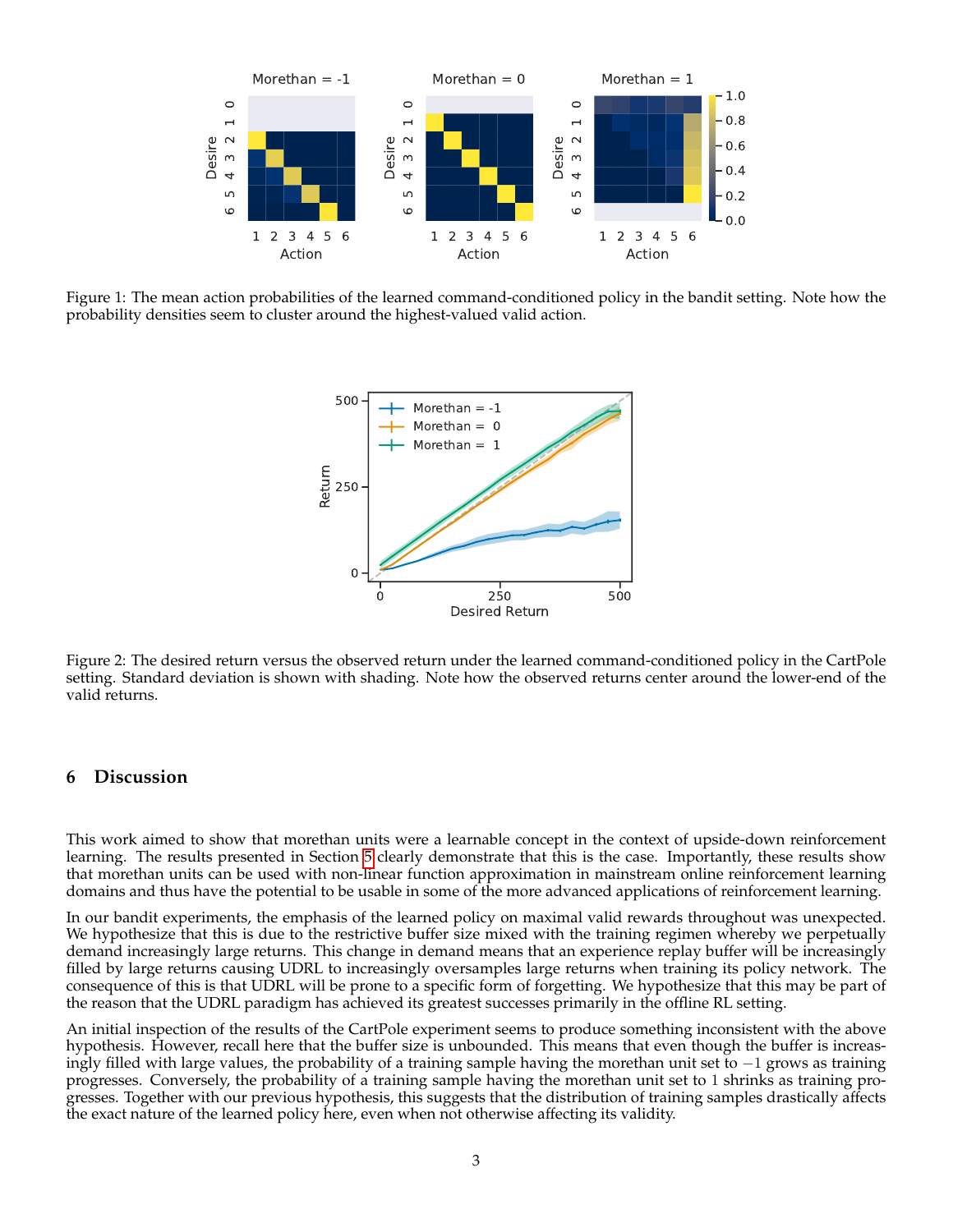Figure 1: The mean action probabilities of the learned command-conditioned policy in the bandit setting. Note how the probability densities seem to cluster around the highest-valued valid action.

Figure 2: The desired return versus the observed return under the learned command-conditioned policy in the CartPole setting. Standard deviation is shown with shading. Note how the observed returns center around the lower-end of the valid returns.

## 6 Discussion

This work aimed to show that morethan units were a learnable concept in the context of upside-down reinforcement learning. The results presented in Section 5 clearly demonstrate that this is the case. Importantly, these results show that morethan units can be used with non-linear function approximation in mainstream online reinforcement learning domains and thus have the potential to be usable in some of the more advanced applications of reinforcement learning.

In our bandit experiments, the emphasis of the learned policy on maximal valid rewards throughout was unexpected. We hypothesize that this is due to the restrictive buffer size mixed with the training regimen whereby we perpetually demand increasingly large returns. This change in demand means that an experience replay buffer will be increasingly filled by large returns causing UDRL to increasingly oversamples large returns when training its policy network. The consequence of this is that UDRL will be prone to a specific form of forgetting. We hypothesize that this may be part of the reason that the UDRL paradigm has achieved its greatest successes primarily in the offline RL setting.

An initial inspection of the results of the CartPole experiment seems to produce something inconsistent with the above hypothesis. However, recall here that the buffer size is unbounded. This means that even though the buffer is increasingly filled with large values, the probability of a training sample having the morethan unit set to $-1$ grows as training progresses. Conversely, the probability of a training sample having the morethan unit set to 1 shrinks as training progresses. Together with our previous hypothesis, this suggests that the distribution of training samples drastically affects the exact nature of the learned policy here, even when not otherwise affecting its validity.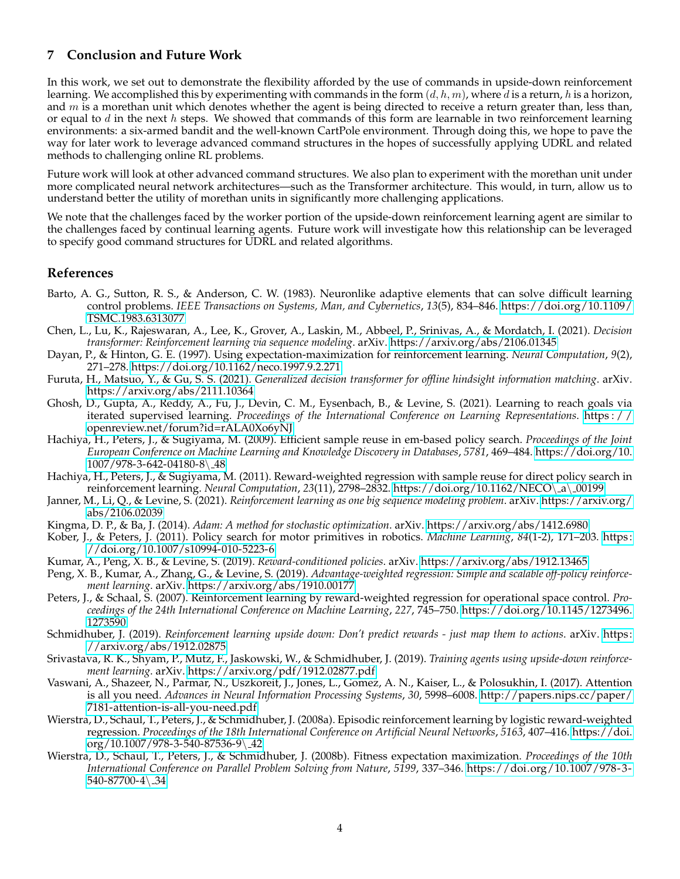## 7 Conclusion and Future Work

In this work, we set out to demonstrate the flexibility afforded by the use of commands in upside-down reinforcement learning. We accomplished this by experimenting with commands in the form $(d, h, m)$, where $d$ is a return, $h$ is a horizon, and $m$ is a morethan unit which denotes whether the agent is being directed to receive a return greater than, less than, or equal to $d$ in the next $h$ steps. We showed that commands of this form are learnable in two reinforcement learning environments: a six-armed bandit and the well-known CartPole environment. Through doing this, we hope to pave the way for later work to leverage advanced command structures in the hopes of successfully applying UDRL and related methods to challenging online RL problems.

Future work will look at other advanced command structures. We also plan to experiment with the morethan unit under more complicated neural network architectures—such as the Transformer architecture. This would, in turn, allow us to understand better the utility of morethan units in significantly more challenging applications.

We note that the challenges faced by the worker portion of the upside-down reinforcement learning agent are similar to the challenges faced by continual learning agents. Future work will investigate how this relationship can be leveraged to specify good command structures for UDRL and related algorithms.

## References

Barto, A. G., Sutton, R. S., & Anderson, C. W. (1983). Neuronlike adaptive elements that can solve difficult learning control problems. *IEEE Transactions on Systems, Man, and Cybernetics*, *13*(5), 834–846. https://doi.org/10.1109/TSMC.1983.6313077

Chen, L., Lu, K., Rajeswaran, A., Lee, K., Grover, A., Laskin, M., Abbeel, P., Srinivas, A., & Mordatch, I. (2021). *Decision transformer: Reinforcement learning via sequence modeling*. arXiv. https://arxiv.org/abs/2106.01345

Dayan, P., & Hinton, G. E. (1997). Using expectation-maximization for reinforcement learning. *Neural Computation*, *9*(2), 271–278. https://doi.org/10.1162/neco.1997.9.2.271

Furuta, H., Matsuo, Y., & Gu, S. S. (2021). *Generalized decision transformer for offline hindsight information matching*. arXiv. https://arxiv.org/abs/2111.10364

Ghosh, D., Gupta, A., Reddy, A., Fu, J., Devin, C. M., Eysenbach, B., & Levine, S. (2021). Learning to reach goals via iterated supervised learning. *Proceedings of the International Conference on Learning Representations*. https://openreview.net/forum?id=rALA0Xo6yNJ

Hachiya, H., Peters, J., & Sugiyama, M. (2009). Efficient sample reuse in em-based policy search. *Proceedings of the Joint European Conference on Machine Learning and Knowledge Discovery in Databases*, *5781*, 469–484. https://doi.org/10.1007/978-3-642-04180-8_48

Hachiya, H., Peters, J., & Sugiyama, M. (2011). Reward-weighted regression with sample reuse for direct policy search in reinforcement learning. *Neural Computation*, *23*(11), 2798–2832. https://doi.org/10.1162/NECO_a_00199

Janner, M., Li, Q., & Levine, S. (2021). *Reinforcement learning as one big sequence modeling problem*. arXiv. https://arxiv.org/abs/2106.02039

Kingma, D. P., & Ba, J. (2014). *Adam: A method for stochastic optimization*. arXiv. https://arxiv.org/abs/1412.6980

Kober, J., & Peters, J. (2011). Policy search for motor primitives in robotics. *Machine Learning*, *84*(1-2), 171–203. https://doi.org/10.1007/s10994-010-5223-6

Kumar, A., Peng, X. B., & Levine, S. (2019). *Reward-conditioned policies*. arXiv. https://arxiv.org/abs/1912.13465

Peng, X. B., Kumar, A., Zhang, G., & Levine, S. (2019). *Advantage-weighted regression: Simple and scalable off-policy reinforcement learning*. arXiv. https://arxiv.org/abs/1910.00177

Peters, J., & Schaal, S. (2007). Reinforcement learning by reward-weighted regression for operational space control. *Proceedings of the 24th International Conference on Machine Learning*, *227*, 745–750. https://doi.org/10.1145/1273496.1273590

Schmidhuber, J. (2019). *Reinforcement learning upside down: Don't predict rewards - just map them to actions*. arXiv. https://arxiv.org/abs/1912.02875

Srivastava, R. K., Shyam, P., Mutz, F., Jaskowski, W., & Schmidhuber, J. (2019). *Training agents using upside-down reinforcement learning*. arXiv. https://arxiv.org/pdf/1912.02877.pdf

Vaswani, A., Shazeer, N., Parmar, N., Uszkoreit, J., Jones, L., Gomez, A. N., Kaiser, L., & Polosukhin, I. (2017). Attention is all you need. *Advances in Neural Information Processing Systems*, *30*, 5998–6008. http://papers.nips.cc/paper/7181-attention-is-all-you-need.pdf

Wierstra, D., Schaul, T., Peters, J., & Schmidhuber, J. (2008a). Episodic reinforcement learning by logistic reward-weighted regression. *Proceedings of the 18th International Conference on Artificial Neural Networks*, *5163*, 407–416. https://doi.org/10.1007/978-3-540-87536-9_42

Wierstra, D., Schaul, T., Peters, J., & Schmidhuber, J. (2008b). Fitness expectation maximization. *Proceedings of the 10th International Conference on Parallel Problem Solving from Nature*, *5199*, 337–346. https://doi.org/10.1007/978-3-540-87700-4_34